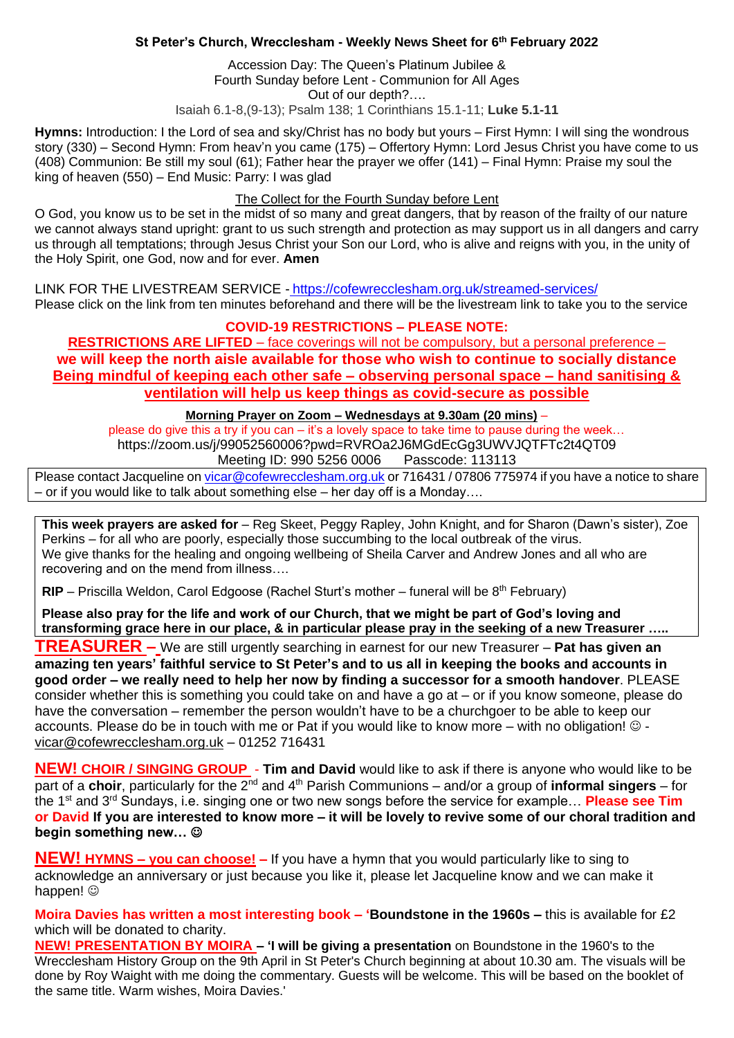**St Peter's Church, Wrecclesham - Weekly News Sheet for 6th February 2022**

Accession Day: The Queen's Platinum Jubilee &
Fourth Sunday before Lent - Communion for All Ages
Out of our depth?….
Isaiah 6.1-8,(9-13); Psalm 138; 1 Corinthians 15.1-11; **Luke 5.1-11**

**Hymns:** Introduction: I the Lord of sea and sky/Christ has no body but yours – First Hymn: I will sing the wondrous story (330) – Second Hymn: From heav'n you came (175) – Offertory Hymn: Lord Jesus Christ you have come to us (408) Communion: Be still my soul (61); Father hear the prayer we offer (141) – Final Hymn: Praise my soul the king of heaven (550) – End Music: Parry: I was glad

The Collect for the Fourth Sunday before Lent

O God, you know us to be set in the midst of so many and great dangers, that by reason of the frailty of our nature we cannot always stand upright: grant to us such strength and protection as may support us in all dangers and carry us through all temptations; through Jesus Christ your Son our Lord, who is alive and reigns with you, in the unity of the Holy Spirit, one God, now and for ever. **Amen**

LINK FOR THE LIVESTREAM SERVICE - https://cofewrecclesham.org.uk/streamed-services/
Please click on the link from ten minutes beforehand and there will be the livestream link to take you to the service

**COVID-19 RESTRICTIONS – PLEASE NOTE:**
**RESTRICTIONS ARE LIFTED** – face coverings will not be compulsory, but a personal preference –
**we will keep the north aisle available for those who wish to continue to socially distance**
**Being mindful of keeping each other safe – observing personal space – hand sanitising & ventilation will help us keep things as covid-secure as possible**

**Morning Prayer on Zoom – Wednesdays at 9.30am (20 mins)** –
please do give this a try if you can – it's a lovely space to take time to pause during the week…
https://zoom.us/j/99052560006?pwd=RVROa2J6MGdEcGg3UWVJQTFTc2t4QT09
Meeting ID: 990 5256 0006 Passcode: 113113

Please contact Jacqueline on vicar@cofewrecclesham.org.uk or 716431 / 07806 775974 if you have a notice to share – or if you would like to talk about something else – her day off is a Monday….

**This week prayers are asked for** – Reg Skeet, Peggy Rapley, John Knight, and for Sharon (Dawn's sister), Zoe Perkins – for all who are poorly, especially those succumbing to the local outbreak of the virus.
We give thanks for the healing and ongoing wellbeing of Sheila Carver and Andrew Jones and all who are recovering and on the mend from illness….

**RIP** – Priscilla Weldon, Carol Edgoose (Rachel Sturt's mother – funeral will be 8th February)

**Please also pray for the life and work of our Church, that we might be part of God's loving and transforming grace here in our place, & in particular please pray in the seeking of a new Treasurer …..**

**TREASURER –** We are still urgently searching in earnest for our new Treasurer – **Pat has given an amazing ten years' faithful service to St Peter's and to us all in keeping the books and accounts in good order – we really need to help her now by finding a successor for a smooth handover**. PLEASE consider whether this is something you could take on and have a go at – or if you know someone, please do have the conversation – remember the person wouldn't have to be a churchgoer to be able to keep our accounts. Please do be in touch with me or Pat if you would like to know more – with no obligation! ☺ - vicar@cofewrecclesham.org.uk – 01252 716431

**NEW! CHOIR / SINGING GROUP** - **Tim and David** would like to ask if there is anyone who would like to be part of a **choir**, particularly for the 2nd and 4th Parish Communions – and/or a group of **informal singers** – for the 1st and 3rd Sundays, i.e. singing one or two new songs before the service for example… **Please see Tim or David If you are interested to know more – it will be lovely to revive some of our choral tradition and begin something new… ☺**

**NEW! HYMNS – you can choose! –** If you have a hymn that you would particularly like to sing to acknowledge an anniversary or just because you like it, please let Jacqueline know and we can make it happen! ☺

**Moira Davies has written a most interesting book – 'Boundstone in the 1960s –** this is available for £2 which will be donated to charity.

**NEW! PRESENTATION BY MOIRA – 'I will be giving a presentation** on Boundstone in the 1960's to the Wrecclesham History Group on the 9th April in St Peter's Church beginning at about 10.30 am. The visuals will be done by Roy Waight with me doing the commentary. Guests will be welcome. This will be based on the booklet of the same title. Warm wishes, Moira Davies.'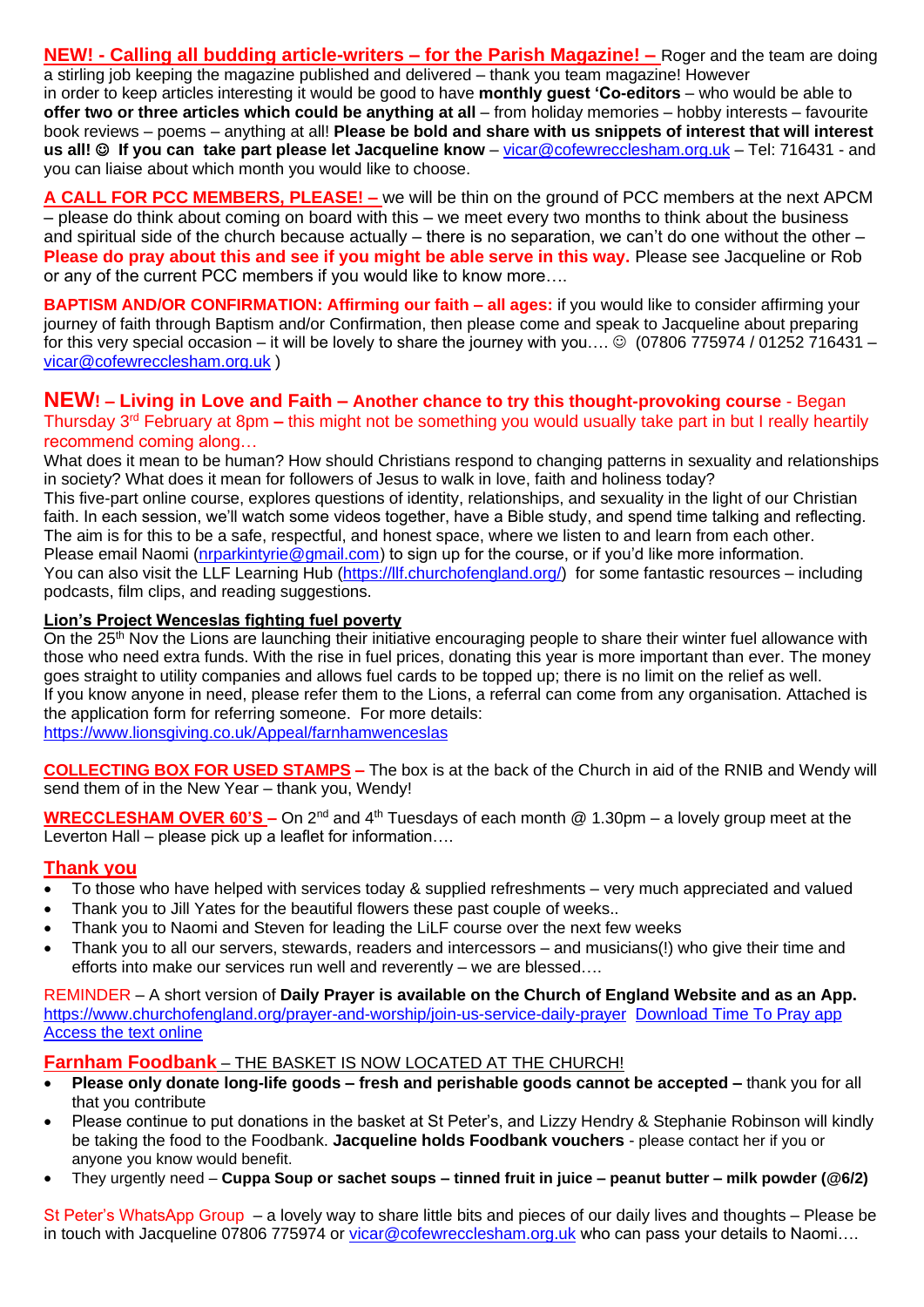**NEW! - Calling all budding article-writers – for the Parish Magazine! –** Roger and the team are doing a stirling job keeping the magazine published and delivered – thank you team magazine! However in order to keep articles interesting it would be good to have **monthly guest 'Co-editors'** – who would be able to **offer two or three articles which could be anything at all** – from holiday memories – hobby interests – favourite book reviews – poems – anything at all! **Please be bold and share with us snippets of interest that will interest us all! ☺ If you can take part please let Jacqueline know** – vicar@cofewrecclesham.org.uk – Tel: 716431 - and you can liaise about which month you would like to choose.

**A CALL FOR PCC MEMBERS, PLEASE! –** we will be thin on the ground of PCC members at the next APCM – please do think about coming on board with this – we meet every two months to think about the business and spiritual side of the church because actually – there is no separation, we can't do one without the other – **Please do pray about this and see if you might be able serve in this way.** Please see Jacqueline or Rob or any of the current PCC members if you would like to know more….

**BAPTISM AND/OR CONFIRMATION: Affirming our faith – all ages:** if you would like to consider affirming your journey of faith through Baptism and/or Confirmation, then please come and speak to Jacqueline about preparing for this very special occasion – it will be lovely to share the journey with you…. ☺ (07806 775974 / 01252 716431 – vicar@cofewrecclesham.org.uk )

**NEW! – Living in Love and Faith – Another chance to try this thought-provoking course** - Began Thursday 3rd February at 8pm – this might not be something you would usually take part in but I really heartily recommend coming along…

What does it mean to be human? How should Christians respond to changing patterns in sexuality and relationships in society? What does it mean for followers of Jesus to walk in love, faith and holiness today?
This five-part online course, explores questions of identity, relationships, and sexuality in the light of our Christian faith. In each session, we'll watch some videos together, have a Bible study, and spend time talking and reflecting. The aim is for this to be a safe, respectful, and honest space, where we listen to and learn from each other.
Please email Naomi (nrparkintyrie@gmail.com) to sign up for the course, or if you'd like more information.
You can also visit the LLF Learning Hub (https://llf.churchofengland.org/) for some fantastic resources – including podcasts, film clips, and reading suggestions.

**Lion's Project Wenceslas fighting fuel poverty**

On the 25th Nov the Lions are launching their initiative encouraging people to share their winter fuel allowance with those who need extra funds. With the rise in fuel prices, donating this year is more important than ever. The money goes straight to utility companies and allows fuel cards to be topped up; there is no limit on the relief as well.
If you know anyone in need, please refer them to the Lions, a referral can come from any organisation. Attached is the application form for referring someone. For more details:
https://www.lionsgiving.co.uk/Appeal/farnhamwenceslas

**COLLECTING BOX FOR USED STAMPS –** The box is at the back of the Church in aid of the RNIB and Wendy will send them of in the New Year – thank you, Wendy!

**WRECCLESHAM OVER 60'S –** On 2nd and 4th Tuesdays of each month @ 1.30pm – a lovely group meet at the Leverton Hall – please pick up a leaflet for information….

## Thank you

- To those who have helped with services today & supplied refreshments – very much appreciated and valued
- Thank you to Jill Yates for the beautiful flowers these past couple of weeks..
- Thank you to Naomi and Steven for leading the LiLF course over the next few weeks
- Thank you to all our servers, stewards, readers and intercessors – and musicians(!) who give their time and efforts into make our services run well and reverently – we are blessed….

REMINDER – A short version of **Daily Prayer is available on the Church of England Website and as an App.**
https://www.churchofengland.org/prayer-and-worship/join-us-service-daily-prayer Download Time To Pray app
Access the text online

**Farnham Foodbank** – THE BASKET IS NOW LOCATED AT THE CHURCH!

- **Please only donate long-life goods – fresh and perishable goods cannot be accepted –** thank you for all that you contribute
- Please continue to put donations in the basket at St Peter's, and Lizzy Hendry & Stephanie Robinson will kindly be taking the food to the Foodbank. **Jacqueline holds Foodbank vouchers** - please contact her if you or anyone you know would benefit.
- They urgently need – **Cuppa Soup or sachet soups – tinned fruit in juice – peanut butter – milk powder (@6/2)**

St Peter's WhatsApp Group – a lovely way to share little bits and pieces of our daily lives and thoughts – Please be in touch with Jacqueline 07806 775974 or vicar@cofewrecclesham.org.uk who can pass your details to Naomi….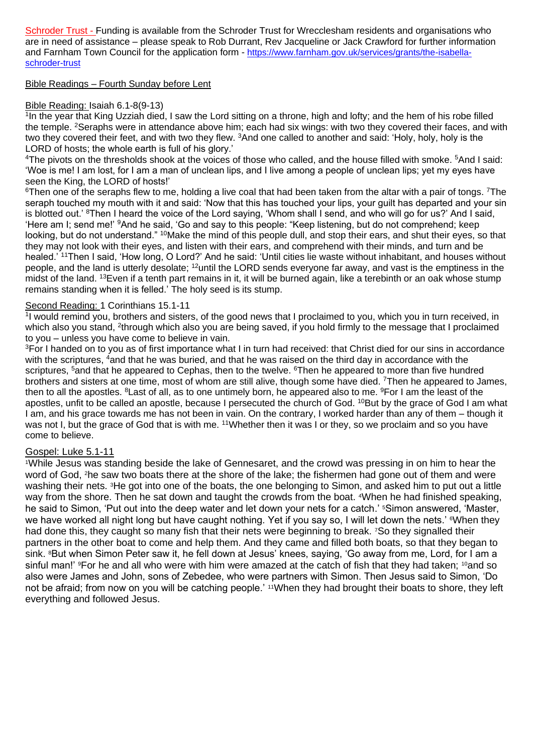Schroder Trust - Funding is available from the Schroder Trust for Wrecclesham residents and organisations who are in need of assistance – please speak to Rob Durrant, Rev Jacqueline or Jack Crawford for further information and Farnham Town Council for the application form - https://www.farnham.gov.uk/services/grants/the-isabella-schroder-trust

## Bible Readings – Fourth Sunday before Lent

**Bible Reading:** Isaiah 6.1-8(9-13)

[1]In the year that King Uzziah died, I saw the Lord sitting on a throne, high and lofty; and the hem of his robe filled the temple. [2]Seraphs were in attendance above him; each had six wings: with two they covered their faces, and with two they covered their feet, and with two they flew. [3]And one called to another and said: 'Holy, holy, holy is the LORD of hosts; the whole earth is full of his glory.'

[4]The pivots on the thresholds shook at the voices of those who called, and the house filled with smoke. [5]And I said: 'Woe is me! I am lost, for I am a man of unclean lips, and I live among a people of unclean lips; yet my eyes have seen the King, the LORD of hosts!'

[6]Then one of the seraphs flew to me, holding a live coal that had been taken from the altar with a pair of tongs. [7]The seraph touched my mouth with it and said: 'Now that this has touched your lips, your guilt has departed and your sin is blotted out.' [8]Then I heard the voice of the Lord saying, 'Whom shall I send, and who will go for us?' And I said, 'Here am I; send me!' [9]And he said, 'Go and say to this people: "Keep listening, but do not comprehend; keep looking, but do not understand." [10]Make the mind of this people dull, and stop their ears, and shut their eyes, so that they may not look with their eyes, and listen with their ears, and comprehend with their minds, and turn and be healed.' [11]Then I said, 'How long, O Lord?' And he said: 'Until cities lie waste without inhabitant, and houses without people, and the land is utterly desolate; [12]until the LORD sends everyone far away, and vast is the emptiness in the midst of the land. [13]Even if a tenth part remains in it, it will be burned again, like a terebinth or an oak whose stump remains standing when it is felled.' The holy seed is its stump.

**Second Reading:** 1 Corinthians 15.1-11

[1]I would remind you, brothers and sisters, of the good news that I proclaimed to you, which you in turn received, in which also you stand, [2]through which also you are being saved, if you hold firmly to the message that I proclaimed to you – unless you have come to believe in vain.

[3]For I handed on to you as of first importance what I in turn had received: that Christ died for our sins in accordance with the scriptures, [4]and that he was buried, and that he was raised on the third day in accordance with the scriptures, [5]and that he appeared to Cephas, then to the twelve. [6]Then he appeared to more than five hundred brothers and sisters at one time, most of whom are still alive, though some have died. [7]Then he appeared to James, then to all the apostles. [8]Last of all, as to one untimely born, he appeared also to me. [9]For I am the least of the apostles, unfit to be called an apostle, because I persecuted the church of God. [10]But by the grace of God I am what I am, and his grace towards me has not been in vain. On the contrary, I worked harder than any of them – though it was not I, but the grace of God that is with me. [11]Whether then it was I or they, so we proclaim and so you have come to believe.

**Gospel:** Luke 5.1-11

[1]While Jesus was standing beside the lake of Gennesaret, and the crowd was pressing in on him to hear the word of God, [2]he saw two boats there at the shore of the lake; the fishermen had gone out of them and were washing their nets. [3]He got into one of the boats, the one belonging to Simon, and asked him to put out a little way from the shore. Then he sat down and taught the crowds from the boat. [4]When he had finished speaking, he said to Simon, 'Put out into the deep water and let down your nets for a catch.' [5]Simon answered, 'Master, we have worked all night long but have caught nothing. Yet if you say so, I will let down the nets.' [6]When they had done this, they caught so many fish that their nets were beginning to break. [7]So they signalled their partners in the other boat to come and help them. And they came and filled both boats, so that they began to sink. [8]But when Simon Peter saw it, he fell down at Jesus' knees, saying, 'Go away from me, Lord, for I am a sinful man!' [9]For he and all who were with him were amazed at the catch of fish that they had taken; [10]and so also were James and John, sons of Zebedee, who were partners with Simon. Then Jesus said to Simon, 'Do not be afraid; from now on you will be catching people.' [11]When they had brought their boats to shore, they left everything and followed Jesus.